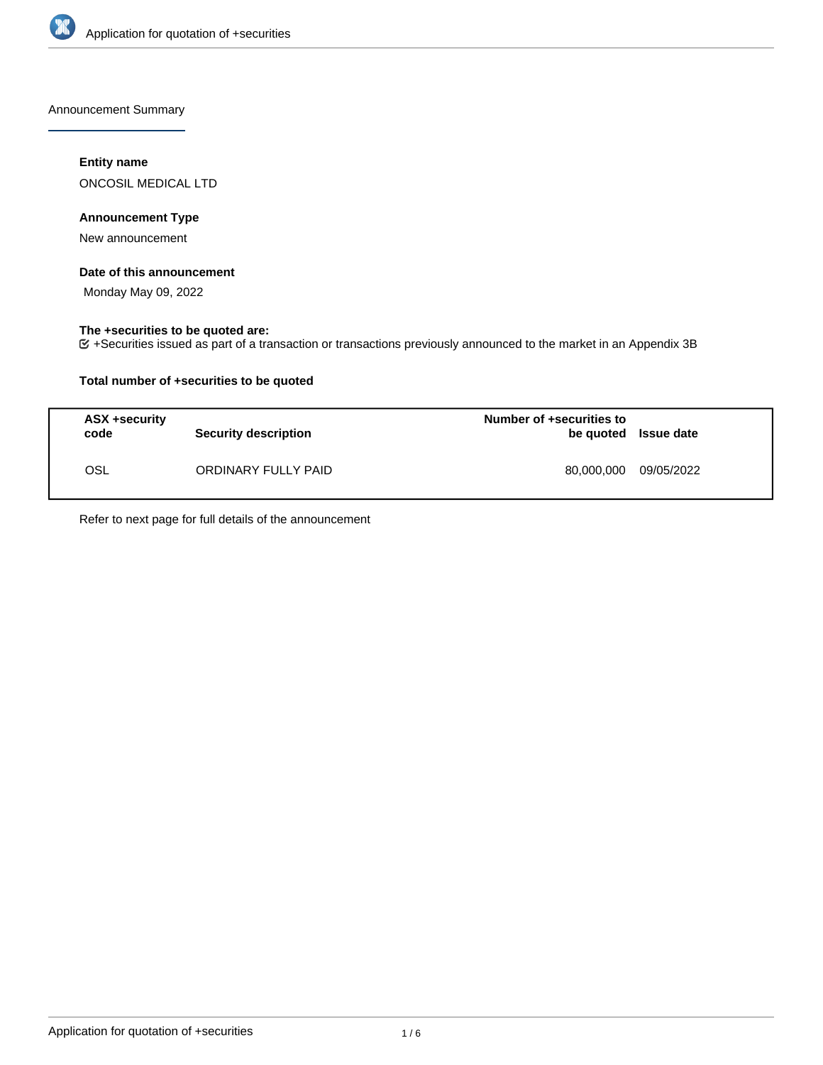Announcement Summary

### Entity name

ONCOSIL MEDICAL LTD

### Announcement Type

New announcement

### Date of this announcement

Monday May 09, 2022

### The +securities to be quoted are:

+Securities issued as part of a transaction or transactions previously announced to the market in an Appendix 3B

### Total number of +securities to be quoted

| ASX +security code | Security description | Number of +securities to be quoted | Issue date |
|---|---|---|---|
| OSL | ORDINARY FULLY PAID | 80,000,000 | 09/05/2022 |

Refer to next page for full details of the announcement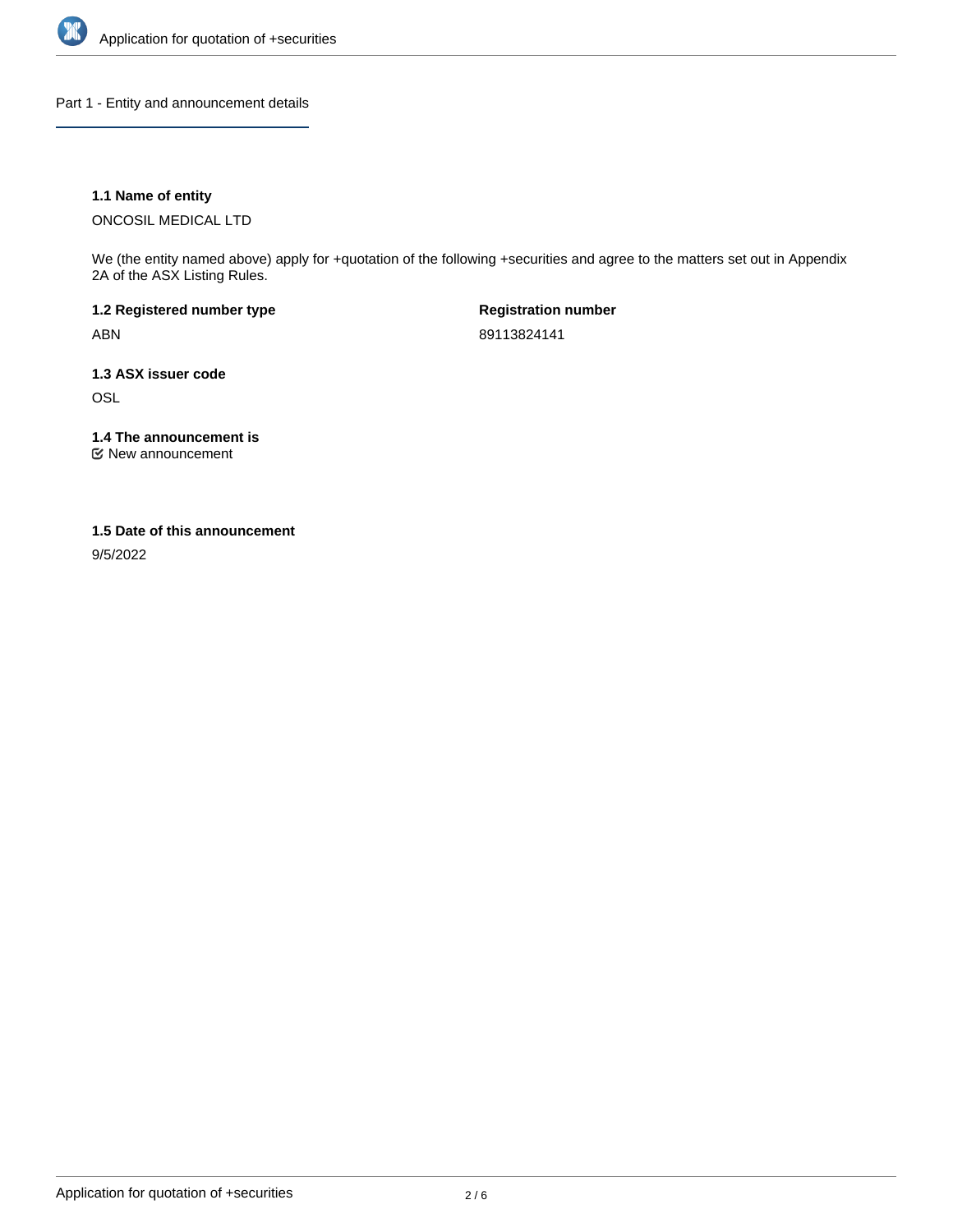## Part 1 - Entity and announcement details

**1.1 Name of entity**

ONCOSIL MEDICAL LTD

We (the entity named above) apply for +quotation of the following +securities and agree to the matters set out in Appendix 2A of the ASX Listing Rules.

**1.2 Registered number type**

ABN

**Registration number**

89113824141

**1.3 ASX issuer code**

OSL

**1.4 The announcement is**

☑ New announcement

**1.5 Date of this announcement**

9/5/2022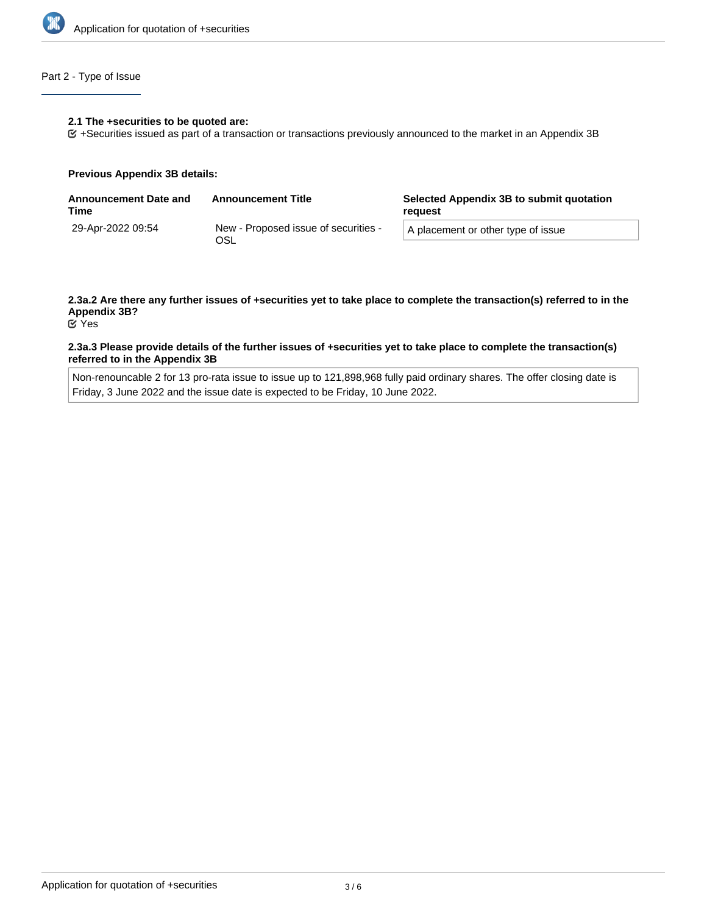## Part 2 - Type of Issue

**2.1 The +securities to be quoted are:**

☑ +Securities issued as part of a transaction or transactions previously announced to the market in an Appendix 3B

**Previous Appendix 3B details:**

| Announcement Date and Time | Announcement Title | Selected Appendix 3B to submit quotation request |
|---|---|---|
| 29-Apr-2022 09:54 | New - Proposed issue of securities - OSL | A placement or other type of issue |

**2.3a.2 Are there any further issues of +securities yet to take place to complete the transaction(s) referred to in the Appendix 3B?**

☑ Yes

**2.3a.3 Please provide details of the further issues of +securities yet to take place to complete the transaction(s) referred to in the Appendix 3B**

Non-renouncable 2 for 13 pro-rata issue to issue up to 121,898,968 fully paid ordinary shares. The offer closing date is Friday, 3 June 2022 and the issue date is expected to be Friday, 10 June 2022.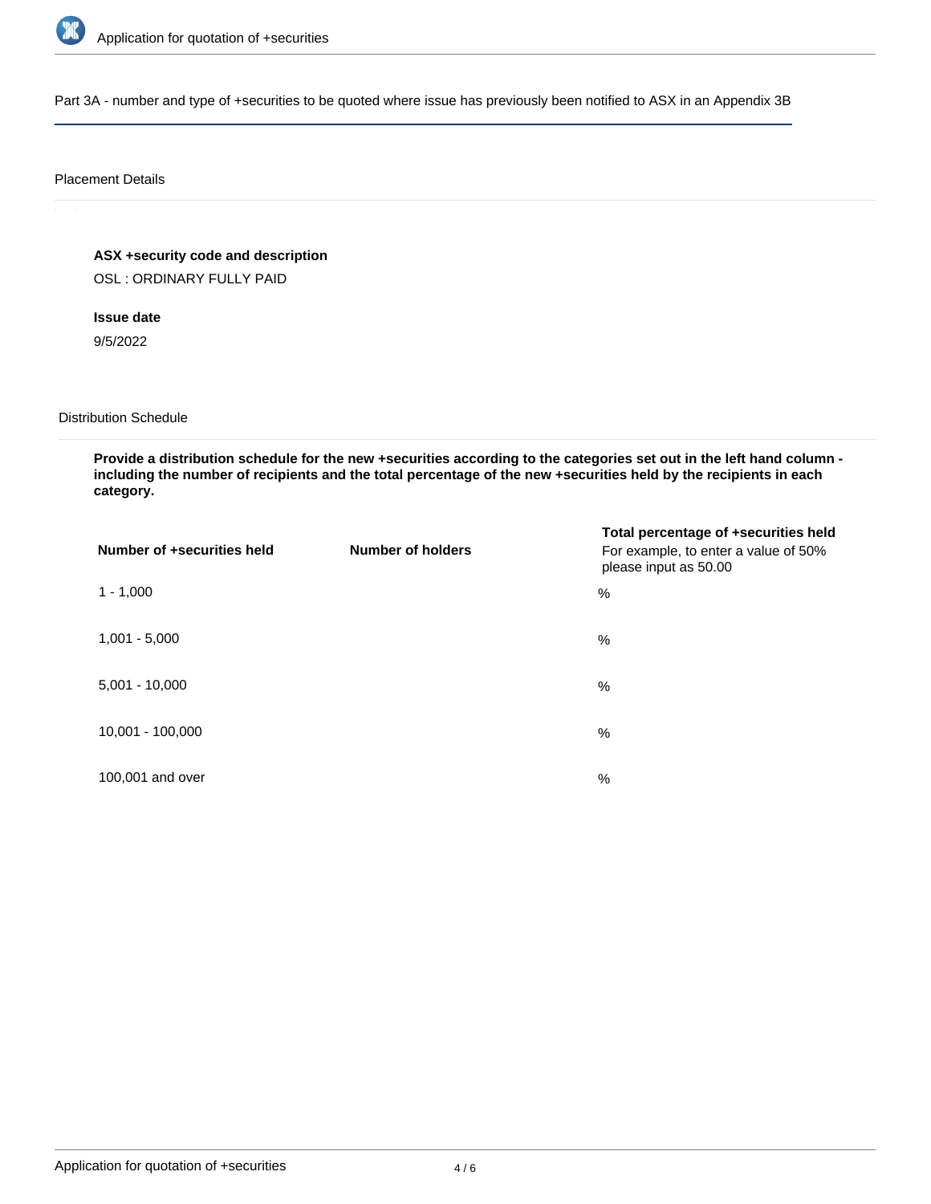Part 3A - number and type of +securities to be quoted where issue has previously been notified to ASX in an Appendix 3B

Placement Details

**ASX +security code and description**

OSL : ORDINARY FULLY PAID

**Issue date**

9/5/2022

Distribution Schedule

**Provide a distribution schedule for the new +securities according to the categories set out in the left hand column - including the number of recipients and the total percentage of the new +securities held by the recipients in each category.**

| Number of +securities held | Number of holders | Total percentage of +securities held<br>For example, to enter a value of 50% please input as 50.00 |
|---|---|---|
| 1 - 1,000 | | % |
| 1,001 - 5,000 | | % |
| 5,001 - 10,000 | | % |
| 10,001 - 100,000 | | % |
| 100,001 and over | | % |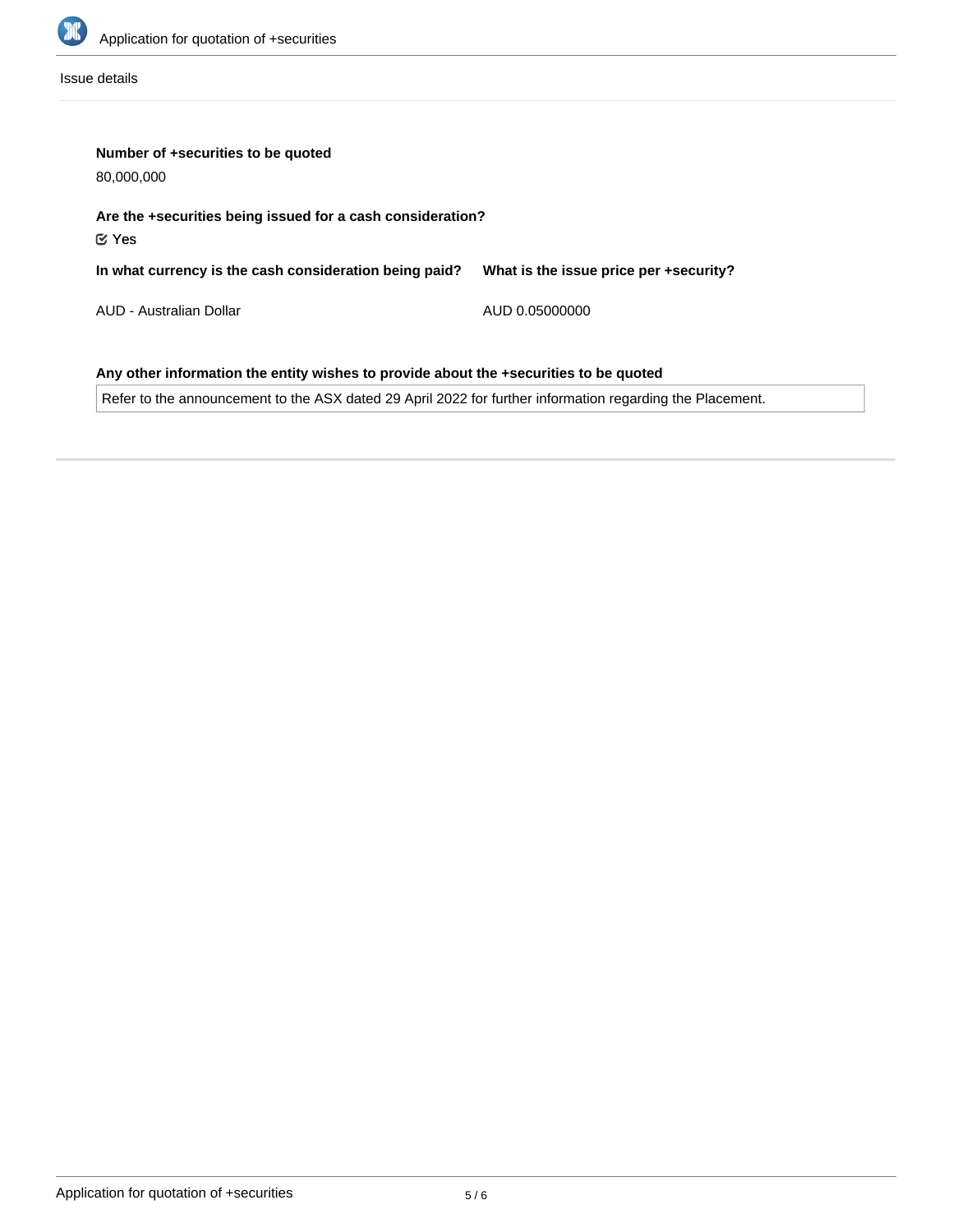Issue details

**Number of +securities to be quoted**

80,000,000

**Are the +securities being issued for a cash consideration?**

☑ Yes

| In what currency is the cash consideration being paid? | What is the issue price per +security? |
|---|---|
| AUD - Australian Dollar | AUD 0.05000000 |

**Any other information the entity wishes to provide about the +securities to be quoted**

Refer to the announcement to the ASX dated 29 April 2022 for further information regarding the Placement.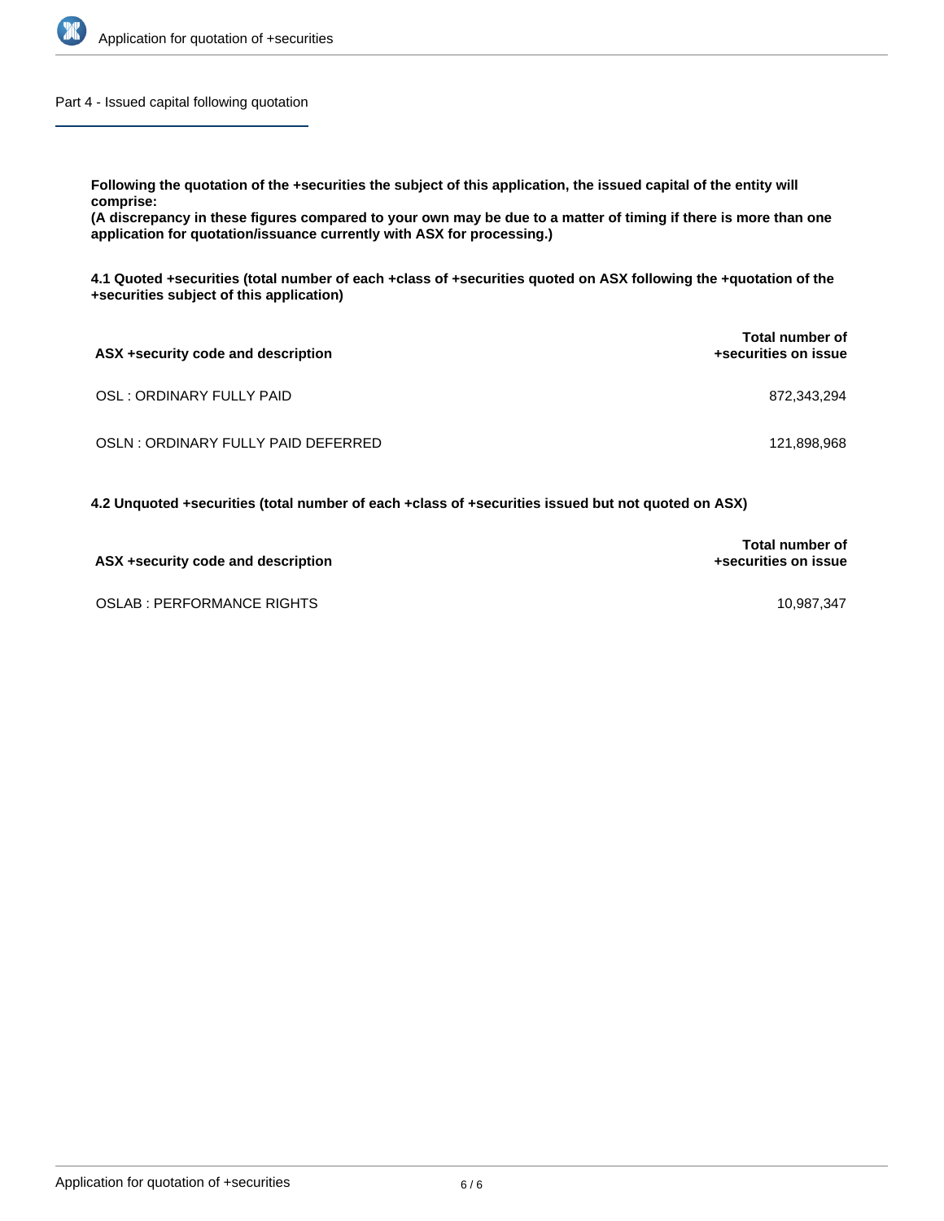## Part 4 - Issued capital following quotation

**Following the quotation of the +securities the subject of this application, the issued capital of the entity will comprise:**
**(A discrepancy in these figures compared to your own may be due to a matter of timing if there is more than one application for quotation/issuance currently with ASX for processing.)**

**4.1 Quoted +securities (total number of each +class of +securities quoted on ASX following the +quotation of the +securities subject of this application)**

| ASX +security code and description | Total number of +securities on issue |
|---|---|
| OSL : ORDINARY FULLY PAID | 872,343,294 |
| OSLN : ORDINARY FULLY PAID DEFERRED | 121,898,968 |

**4.2 Unquoted +securities (total number of each +class of +securities issued but not quoted on ASX)**

| ASX +security code and description | Total number of +securities on issue |
|---|---|
| OSLAB : PERFORMANCE RIGHTS | 10,987,347 |